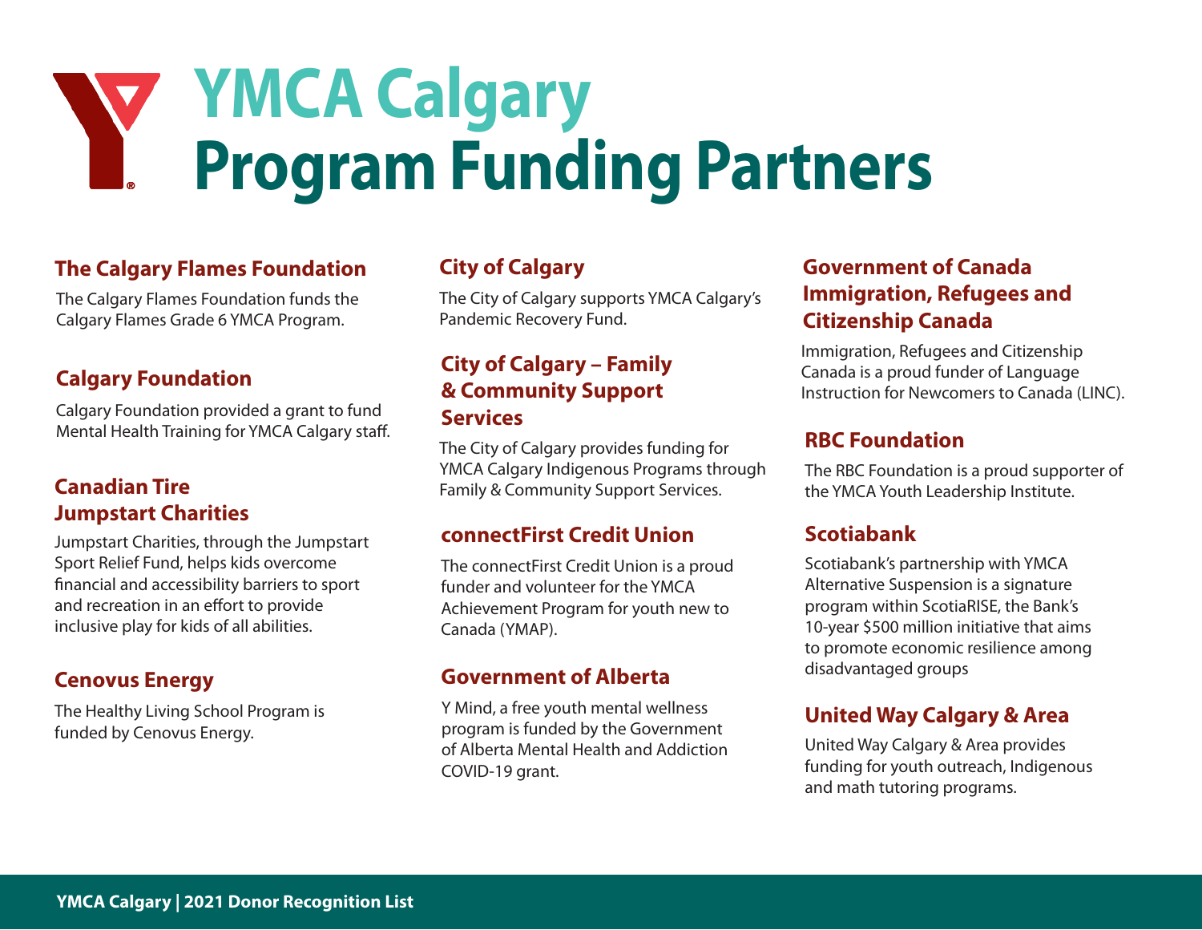# YMCA Calgary Program Funding Partners

### The Calgary Flames Foundation

The Calgary Flames Foundation funds the Calgary Flames Grade 6 YMCA Program.

### Calgary Foundation

Calgary Foundation provided a grant to fund Mental Health Training for YMCA Calgary staff.

### Canadian Tire Jumpstart Charities

Jumpstart Charities, through the Jumpstart Sport Relief Fund, helps kids overcome financial and accessibility barriers to sport and recreation in an effort to provide inclusive play for kids of all abilities.

### Cenovus Energy

The Healthy Living School Program is funded by Cenovus Energy.

### City of Calgary

The City of Calgary supports YMCA Calgary's Pandemic Recovery Fund.

### City of Calgary – Family & Community Support Services

The City of Calgary provides funding for YMCA Calgary Indigenous Programs through Family & Community Support Services.

### connectFirst Credit Union

The connectFirst Credit Union is a proud funder and volunteer for the YMCA Achievement Program for youth new to Canada (YMAP).

### Government of Alberta

Y Mind, a free youth mental wellness program is funded by the Government of Alberta Mental Health and Addiction COVID-19 grant.

### Government of Canada Immigration, Refugees and Citizenship Canada

Immigration, Refugees and Citizenship Canada is a proud funder of Language Instruction for Newcomers to Canada (LINC).

### RBC Foundation

The RBC Foundation is a proud supporter of the YMCA Youth Leadership Institute.

### Scotiabank

Scotiabank's partnership with YMCA Alternative Suspension is a signature program within ScotiaRISE, the Bank's 10-year $500 million initiative that aims to promote economic resilience among disadvantaged groups

### United Way Calgary & Area

United Way Calgary & Area provides funding for youth outreach, Indigenous and math tutoring programs.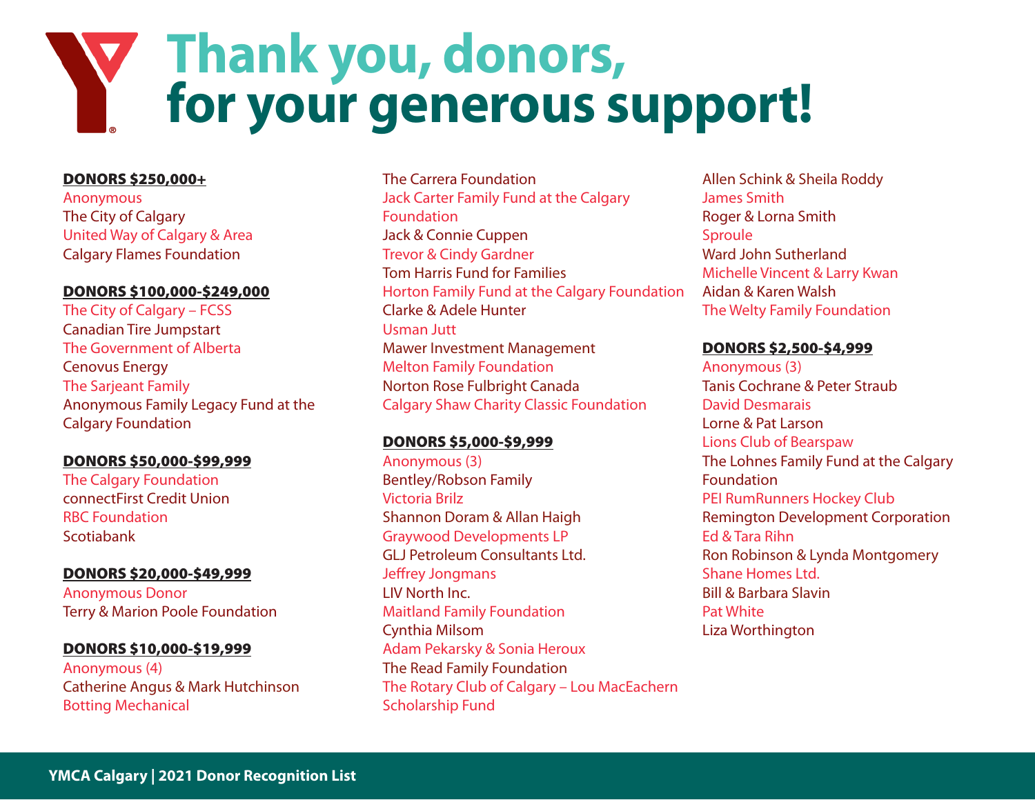# Thank you, donors, for your generous support!

**DONORS $250,000+**

Anonymous
The City of Calgary
United Way of Calgary & Area
Calgary Flames Foundation

**DONORS $100,000-$249,000**

The City of Calgary – FCSS
Canadian Tire Jumpstart
The Government of Alberta
Cenovus Energy
The Sarjeant Family
Anonymous Family Legacy Fund at the Calgary Foundation

**DONORS $50,000-$99,999**

The Calgary Foundation
connectFirst Credit Union
RBC Foundation
Scotiabank

**DONORS $20,000-$49,999**

Anonymous Donor
Terry & Marion Poole Foundation

**DONORS $10,000-$19,999**

Anonymous (4)
Catherine Angus & Mark Hutchinson
Botting Mechanical
The Carrera Foundation
Jack Carter Family Fund at the Calgary Foundation
Jack & Connie Cuppen
Trevor & Cindy Gardner
Tom Harris Fund for Families
Horton Family Fund at the Calgary Foundation
Clarke & Adele Hunter
Usman Jutt
Mawer Investment Management
Melton Family Foundation
Norton Rose Fulbright Canada
Calgary Shaw Charity Classic Foundation

**DONORS $5,000-$9,999**

Anonymous (3)
Bentley/Robson Family
Victoria Brilz
Shannon Doram & Allan Haigh
Graywood Developments LP
GLJ Petroleum Consultants Ltd.
Jeffrey Jongmans
LIV North Inc.
Maitland Family Foundation
Cynthia Milsom
Adam Pekarsky & Sonia Heroux
The Read Family Foundation
The Rotary Club of Calgary – Lou MacEachern Scholarship Fund
Allen Schink & Sheila Roddy
James Smith
Roger & Lorna Smith
Sproule
Ward John Sutherland
Michelle Vincent & Larry Kwan
Aidan & Karen Walsh
The Welty Family Foundation

**DONORS $2,500-$4,999**

Anonymous (3)
Tanis Cochrane & Peter Straub
David Desmarais
Lorne & Pat Larson
Lions Club of Bearspaw
The Lohnes Family Fund at the Calgary Foundation
PEI RumRunners Hockey Club
Remington Development Corporation
Ed & Tara Rihn
Ron Robinson & Lynda Montgomery
Shane Homes Ltd.
Bill & Barbara Slavin
Pat White
Liza Worthington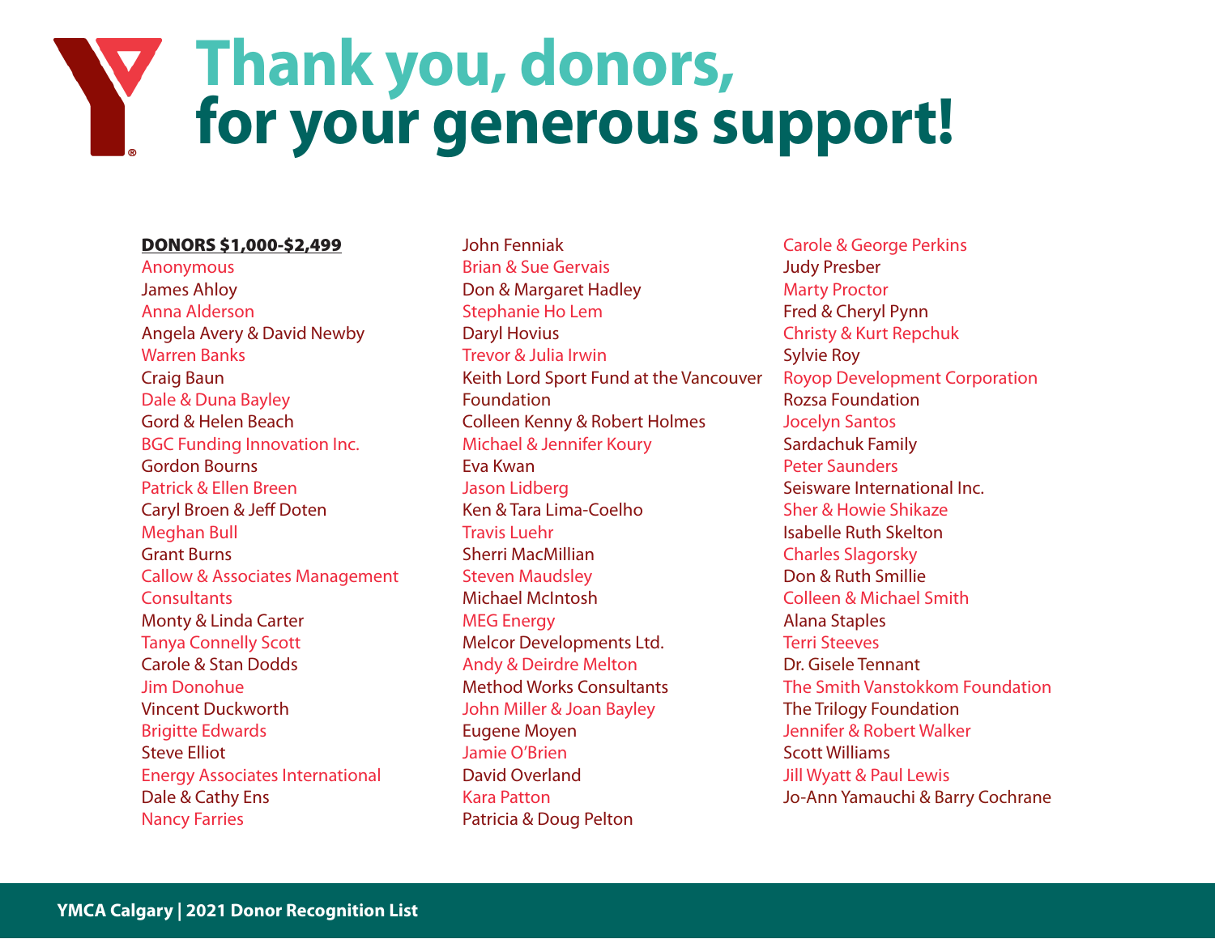# Thank you, donors, for your generous support!

**DONORS $1,000-$2,499**

Anonymous
James Ahloy
Anna Alderson
Angela Avery & David Newby
Warren Banks
Craig Baun
Dale & Duna Bayley
Gord & Helen Beach
BGC Funding Innovation Inc.
Gordon Bourns
Patrick & Ellen Breen
Caryl Broen & Jeff Doten
Meghan Bull
Grant Burns
Callow & Associates Management Consultants
Monty & Linda Carter
Tanya Connelly Scott
Carole & Stan Dodds
Jim Donohue
Vincent Duckworth
Brigitte Edwards
Steve Elliot
Energy Associates International
Dale & Cathy Ens
Nancy Farries
John Fenniak
Brian & Sue Gervais
Don & Margaret Hadley
Stephanie Ho Lem
Daryl Hovius
Trevor & Julia Irwin
Keith Lord Sport Fund at the Vancouver Foundation
Colleen Kenny & Robert Holmes
Michael & Jennifer Koury
Eva Kwan
Jason Lidberg
Ken & Tara Lima-Coelho
Travis Luehr
Sherri MacMillian
Steven Maudsley
Michael McIntosh
MEG Energy
Melcor Developments Ltd.
Andy & Deirdre Melton
Method Works Consultants
John Miller & Joan Bayley
Eugene Moyen
Jamie O'Brien
David Overland
Kara Patton
Patricia & Doug Pelton
Carole & George Perkins
Judy Presber
Marty Proctor
Fred & Cheryl Pynn
Christy & Kurt Repchuk
Sylvie Roy
Royop Development Corporation
Rozsa Foundation
Jocelyn Santos
Sardachuk Family
Peter Saunders
Seisware International Inc.
Sher & Howie Shikaze
Isabelle Ruth Skelton
Charles Slagorsky
Don & Ruth Smillie
Colleen & Michael Smith
Alana Staples
Terri Steeves
Dr. Gisele Tennant
The Smith Vanstokkom Foundation
The Trilogy Foundation
Jennifer & Robert Walker
Scott Williams
Jill Wyatt & Paul Lewis
Jo-Ann Yamauchi & Barry Cochrane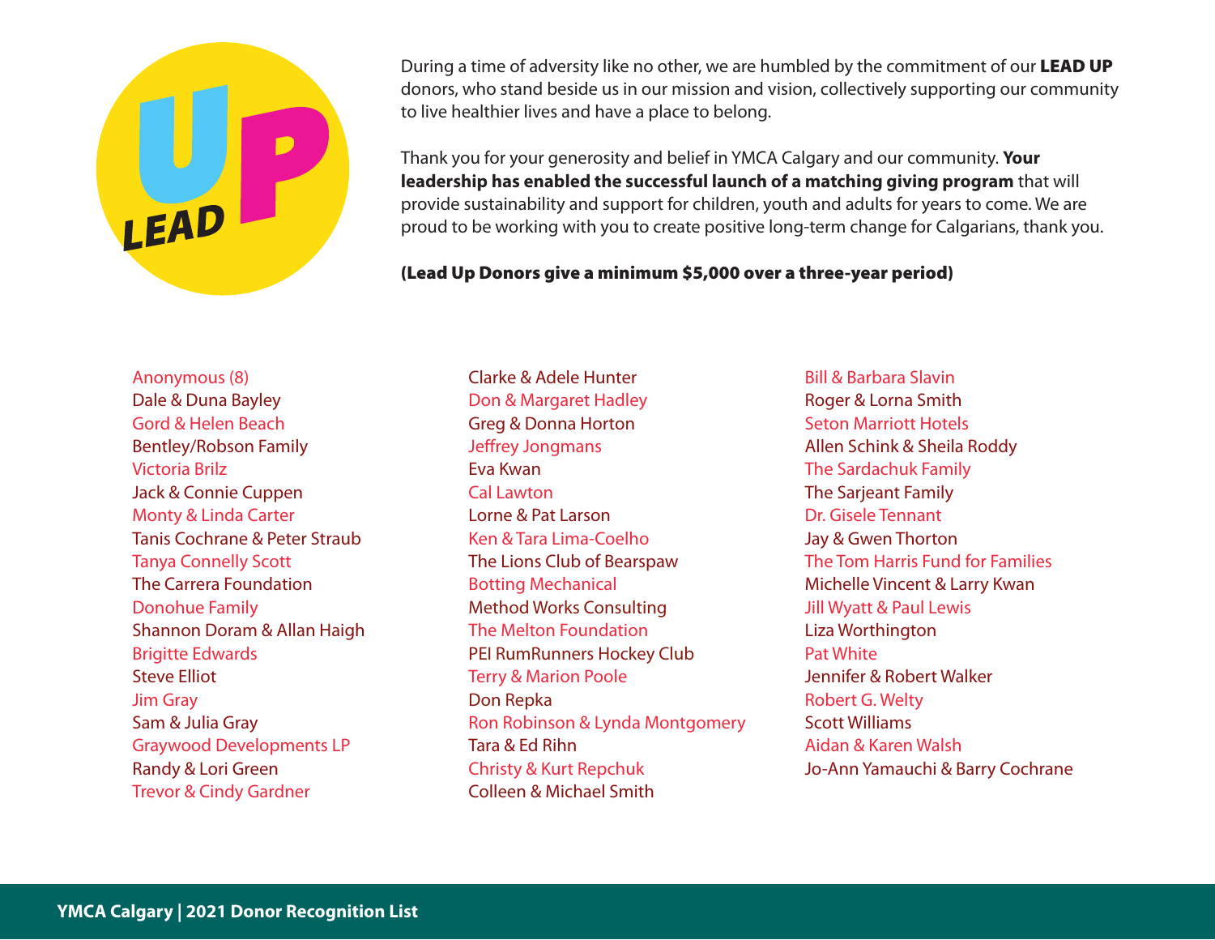# LEAD UP

During a time of adversity like no other, we are humbled by the commitment of our **LEAD UP** donors, who stand beside us in our mission and vision, collectively supporting our community to live healthier lives and have a place to belong.

Thank you for your generosity and belief in YMCA Calgary and our community. **Your leadership has enabled the successful launch of a matching giving program** that will provide sustainability and support for children, youth and adults for years to come. We are proud to be working with you to create positive long-term change for Calgarians, thank you.

**(Lead Up Donors give a minimum $5,000 over a three-year period)**

Anonymous (8)
Dale & Duna Bayley
Gord & Helen Beach
Bentley/Robson Family
Victoria Brilz
Jack & Connie Cuppen
Monty & Linda Carter
Tanis Cochrane & Peter Straub
Tanya Connelly Scott
The Carrera Foundation
Donohue Family
Shannon Doram & Allan Haigh
Brigitte Edwards
Steve Elliot
Jim Gray
Sam & Julia Gray
Graywood Developments LP
Randy & Lori Green
Trevor & Cindy Gardner
Clarke & Adele Hunter
Don & Margaret Hadley
Greg & Donna Horton
Jeffrey Jongmans
Eva Kwan
Cal Lawton
Lorne & Pat Larson
Ken & Tara Lima-Coelho
The Lions Club of Bearspaw
Botting Mechanical
Method Works Consulting
The Melton Foundation
PEI RumRunners Hockey Club
Terry & Marion Poole
Don Repka
Ron Robinson & Lynda Montgomery
Tara & Ed Rihn
Christy & Kurt Repchuk
Colleen & Michael Smith
Bill & Barbara Slavin
Roger & Lorna Smith
Seton Marriott Hotels
Allen Schink & Sheila Roddy
The Sardachuk Family
The Sarjeant Family
Dr. Gisele Tennant
Jay & Gwen Thorton
The Tom Harris Fund for Families
Michelle Vincent & Larry Kwan
Jill Wyatt & Paul Lewis
Liza Worthington
Pat White
Jennifer & Robert Walker
Robert G. Welty
Scott Williams
Aidan & Karen Walsh
Jo-Ann Yamauchi & Barry Cochrane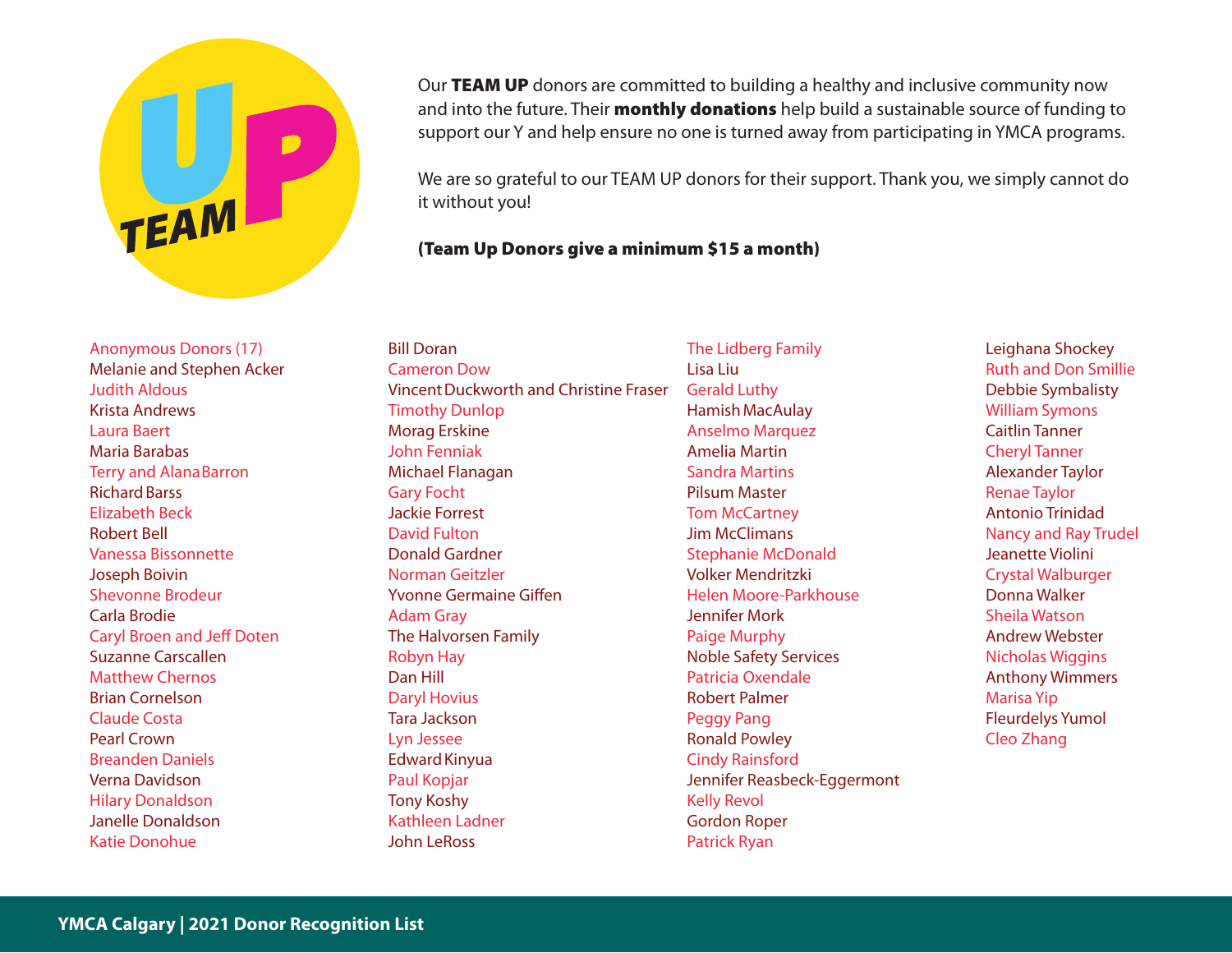Our **TEAM UP** donors are committed to building a healthy and inclusive community now and into the future. Their **monthly donations** help build a sustainable source of funding to support our Y and help ensure no one is turned away from participating in YMCA programs.

We are so grateful to our TEAM UP donors for their support. Thank you, we simply cannot do it without you!

**(Team Up Donors give a minimum $15 a month)**

Anonymous Donors (17)
Melanie and Stephen Acker
Judith Aldous
Krista Andrews
Laura Baert
Maria Barabas
Terry and Alana Barron
Richard Barss
Elizabeth Beck
Robert Bell
Vanessa Bissonnette
Joseph Boivin
Shevonne Brodeur
Carla Brodie
Caryl Broen and Jeff Doten
Suzanne Carscallen
Matthew Chernos
Brian Cornelson
Claude Costa
Pearl Crown
Breanden Daniels
Verna Davidson
Hilary Donaldson
Janelle Donaldson
Katie Donohue
Bill Doran
Cameron Dow
Vincent Duckworth and Christine Fraser
Timothy Dunlop
Morag Erskine
John Fenniak
Michael Flanagan
Gary Focht
Jackie Forrest
David Fulton
Donald Gardner
Norman Geitzler
Yvonne Germaine Giffen
Adam Gray
The Halvorsen Family
Robyn Hay
Dan Hill
Daryl Hovius
Tara Jackson
Lyn Jessee
Edward Kinyua
Paul Kopjar
Tony Koshy
Kathleen Ladner
John LeRoss
The Lidberg Family
Lisa Liu
Gerald Luthy
Hamish MacAulay
Anselmo Marquez
Amelia Martin
Sandra Martins
Pilsum Master
Tom McCartney
Jim McClimans
Stephanie McDonald
Volker Mendritzki
Helen Moore-Parkhouse
Jennifer Mork
Paige Murphy
Noble Safety Services
Patricia Oxendale
Robert Palmer
Peggy Pang
Ronald Powley
Cindy Rainsford
Jennifer Reasbeck-Eggermont
Kelly Revol
Gordon Roper
Patrick Ryan
Leighana Shockey
Ruth and Don Smillie
Debbie Symbalisty
William Symons
Caitlin Tanner
Cheryl Tanner
Alexander Taylor
Renae Taylor
Antonio Trinidad
Nancy and Ray Trudel
Jeanette Violini
Crystal Walburger
Donna Walker
Sheila Watson
Andrew Webster
Nicholas Wiggins
Anthony Wimmers
Marisa Yip
Fleurdelys Yumol
Cleo Zhang